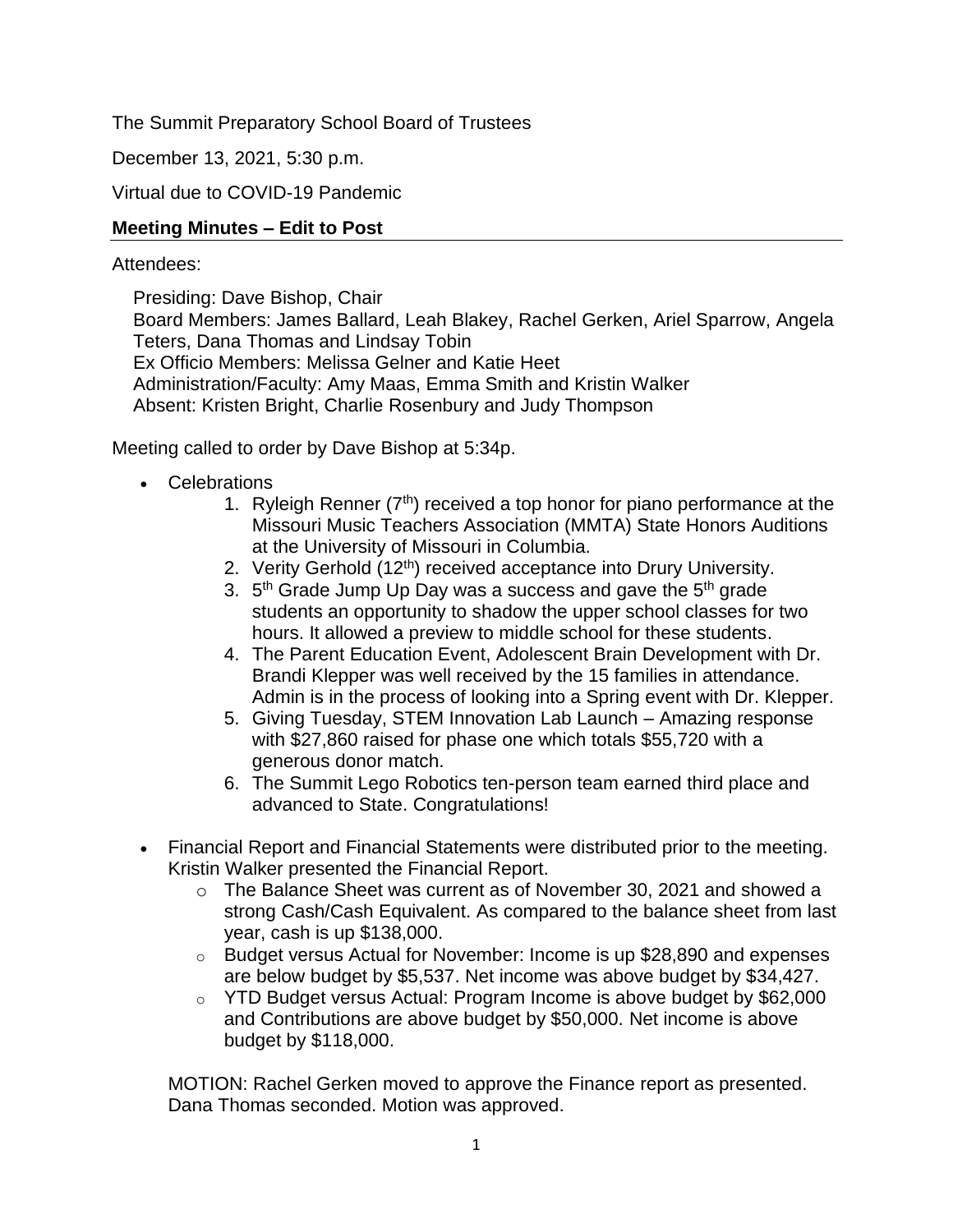The Summit Preparatory School Board of Trustees

December 13, 2021, 5:30 p.m.

Virtual due to COVID-19 Pandemic

**Meeting Minutes – Edit to Post**

Attendees:

Presiding: Dave Bishop, Chair
Board Members: James Ballard, Leah Blakey, Rachel Gerken, Ariel Sparrow, Angela Teters, Dana Thomas and Lindsay Tobin
Ex Officio Members: Melissa Gelner and Katie Heet
Administration/Faculty: Amy Maas, Emma Smith and Kristin Walker
Absent: Kristen Bright, Charlie Rosenbury and Judy Thompson

Meeting called to order by Dave Bishop at 5:34p.

- Celebrations
    1. Ryleigh Renner (7th) received a top honor for piano performance at the Missouri Music Teachers Association (MMTA) State Honors Auditions at the University of Missouri in Columbia.
    2. Verity Gerhold (12th) received acceptance into Drury University.
    3. 5th Grade Jump Up Day was a success and gave the 5th grade students an opportunity to shadow the upper school classes for two hours. It allowed a preview to middle school for these students.
    4. The Parent Education Event, Adolescent Brain Development with Dr. Brandi Klepper was well received by the 15 families in attendance. Admin is in the process of looking into a Spring event with Dr. Klepper.
    5. Giving Tuesday, STEM Innovation Lab Launch – Amazing response with $27,860 raised for phase one which totals $55,720 with a generous donor match.
    6. The Summit Lego Robotics ten-person team earned third place and advanced to State. Congratulations!

- Financial Report and Financial Statements were distributed prior to the meeting. Kristin Walker presented the Financial Report.
    - The Balance Sheet was current as of November 30, 2021 and showed a strong Cash/Cash Equivalent. As compared to the balance sheet from last year, cash is up $138,000.
    - Budget versus Actual for November: Income is up $28,890 and expenses are below budget by $5,537. Net income was above budget by $34,427.
    - YTD Budget versus Actual: Program Income is above budget by $62,000 and Contributions are above budget by $50,000. Net income is above budget by $118,000.

  MOTION: Rachel Gerken moved to approve the Finance report as presented. Dana Thomas seconded. Motion was approved.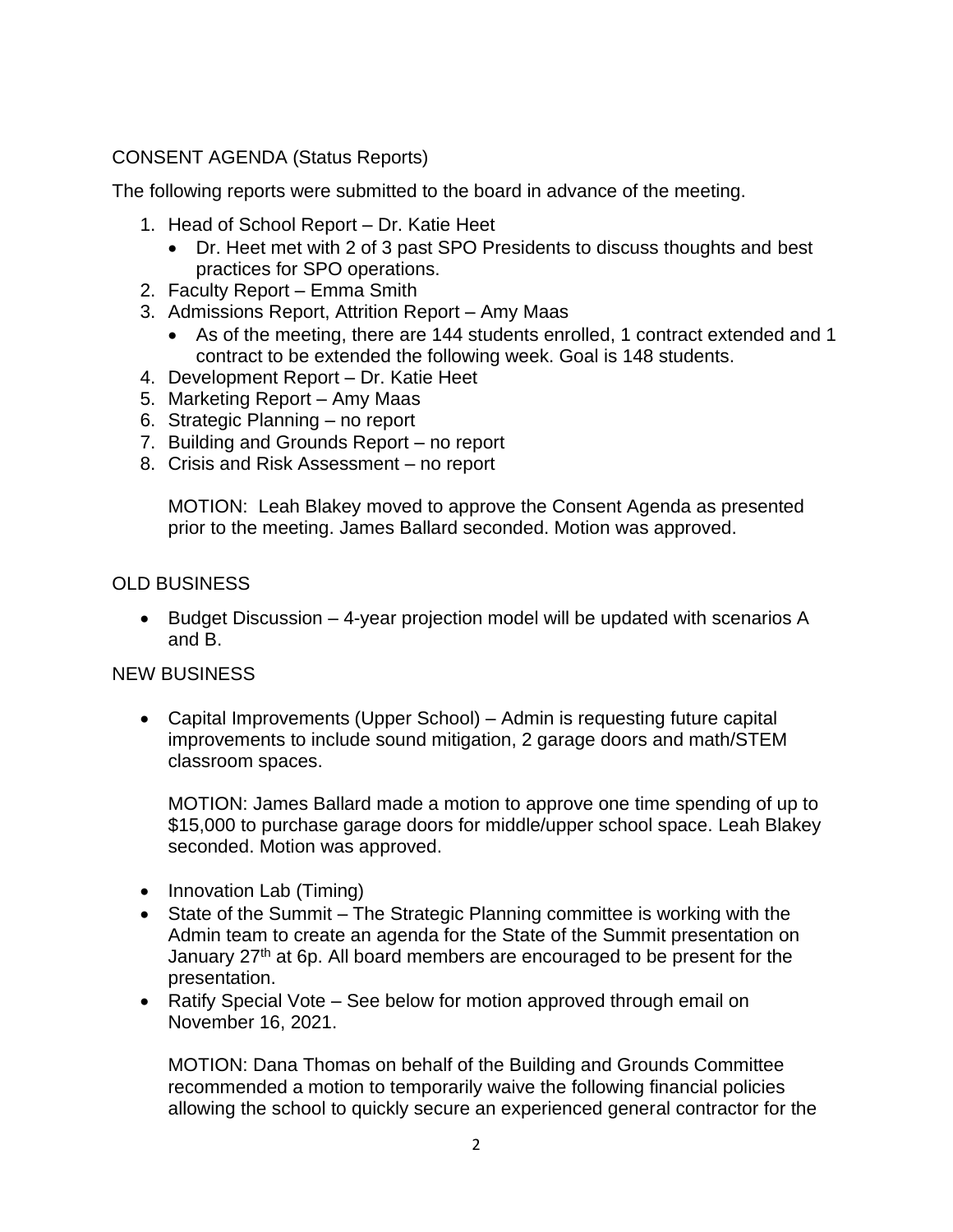CONSENT AGENDA (Status Reports)

The following reports were submitted to the board in advance of the meeting.

1. Head of School Report – Dr. Katie Heet
   - Dr. Heet met with 2 of 3 past SPO Presidents to discuss thoughts and best practices for SPO operations.
2. Faculty Report – Emma Smith
3. Admissions Report, Attrition Report – Amy Maas
   - As of the meeting, there are 144 students enrolled, 1 contract extended and 1 contract to be extended the following week. Goal is 148 students.
4. Development Report – Dr. Katie Heet
5. Marketing Report – Amy Maas
6. Strategic Planning – no report
7. Building and Grounds Report – no report
8. Crisis and Risk Assessment – no report

   MOTION: Leah Blakey moved to approve the Consent Agenda as presented prior to the meeting. James Ballard seconded. Motion was approved.

OLD BUSINESS

- Budget Discussion – 4-year projection model will be updated with scenarios A and B.

NEW BUSINESS

- Capital Improvements (Upper School) – Admin is requesting future capital improvements to include sound mitigation, 2 garage doors and math/STEM classroom spaces.

  MOTION: James Ballard made a motion to approve one time spending of up to $15,000 to purchase garage doors for middle/upper school space. Leah Blakey seconded. Motion was approved.

- Innovation Lab (Timing)
- State of the Summit – The Strategic Planning committee is working with the Admin team to create an agenda for the State of the Summit presentation on January 27th at 6p. All board members are encouraged to be present for the presentation.
- Ratify Special Vote – See below for motion approved through email on November 16, 2021.

  MOTION: Dana Thomas on behalf of the Building and Grounds Committee recommended a motion to temporarily waive the following financial policies allowing the school to quickly secure an experienced general contractor for the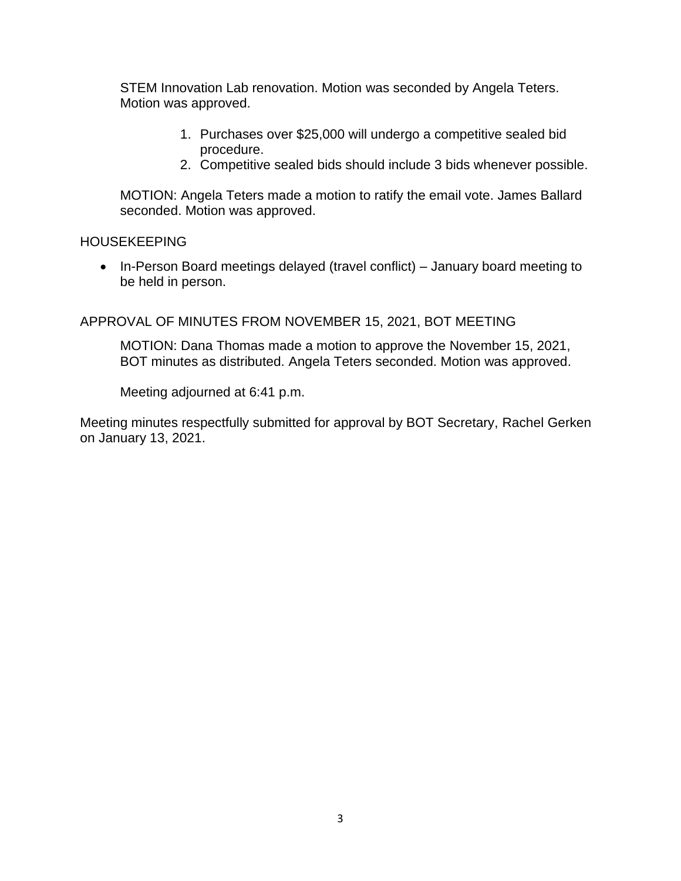STEM Innovation Lab renovation. Motion was seconded by Angela Teters. Motion was approved.

1. Purchases over $25,000 will undergo a competitive sealed bid procedure.
2. Competitive sealed bids should include 3 bids whenever possible.

MOTION: Angela Teters made a motion to ratify the email vote. James Ballard seconded. Motion was approved.

HOUSEKEEPING

- In-Person Board meetings delayed (travel conflict) – January board meeting to be held in person.

APPROVAL OF MINUTES FROM NOVEMBER 15, 2021, BOT MEETING

MOTION: Dana Thomas made a motion to approve the November 15, 2021, BOT minutes as distributed. Angela Teters seconded. Motion was approved.

Meeting adjourned at 6:41 p.m.

Meeting minutes respectfully submitted for approval by BOT Secretary, Rachel Gerken on January 13, 2021.